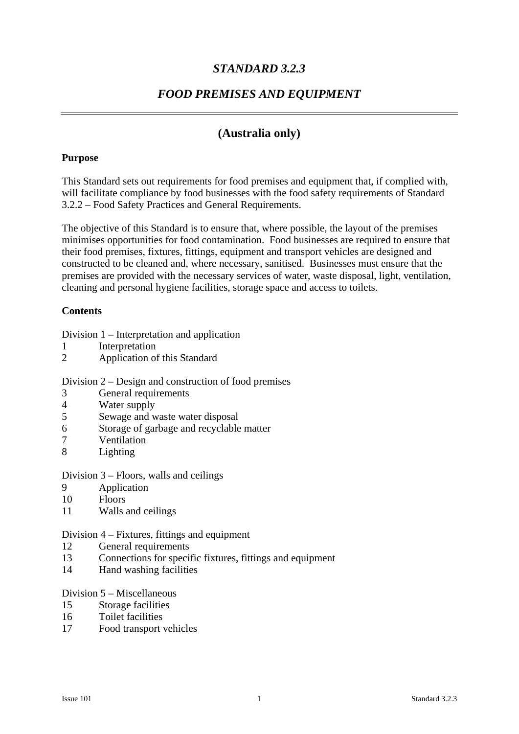# *STANDARD 3.2.3*

## *FOOD PREMISES AND EQUIPMENT*

---

## (Australia only)

**Purpose**

This Standard sets out requirements for food premises and equipment that, if complied with, will facilitate compliance by food businesses with the food safety requirements of Standard 3.2.2 – Food Safety Practices and General Requirements.

The objective of this Standard is to ensure that, where possible, the layout of the premises minimises opportunities for food contamination. Food businesses are required to ensure that their food premises, fixtures, fittings, equipment and transport vehicles are designed and constructed to be cleaned and, where necessary, sanitised. Businesses must ensure that the premises are provided with the necessary services of water, waste disposal, light, ventilation, cleaning and personal hygiene facilities, storage space and access to toilets.

**Contents**

Division 1 – Interpretation and application
1 Interpretation
2 Application of this Standard

Division 2 – Design and construction of food premises
3 General requirements
4 Water supply
5 Sewage and waste water disposal
6 Storage of garbage and recyclable matter
7 Ventilation
8 Lighting

Division 3 – Floors, walls and ceilings
9 Application
10 Floors
11 Walls and ceilings

Division 4 – Fixtures, fittings and equipment
12 General requirements
13 Connections for specific fixtures, fittings and equipment
14 Hand washing facilities

Division 5 – Miscellaneous
15 Storage facilities
16 Toilet facilities
17 Food transport vehicles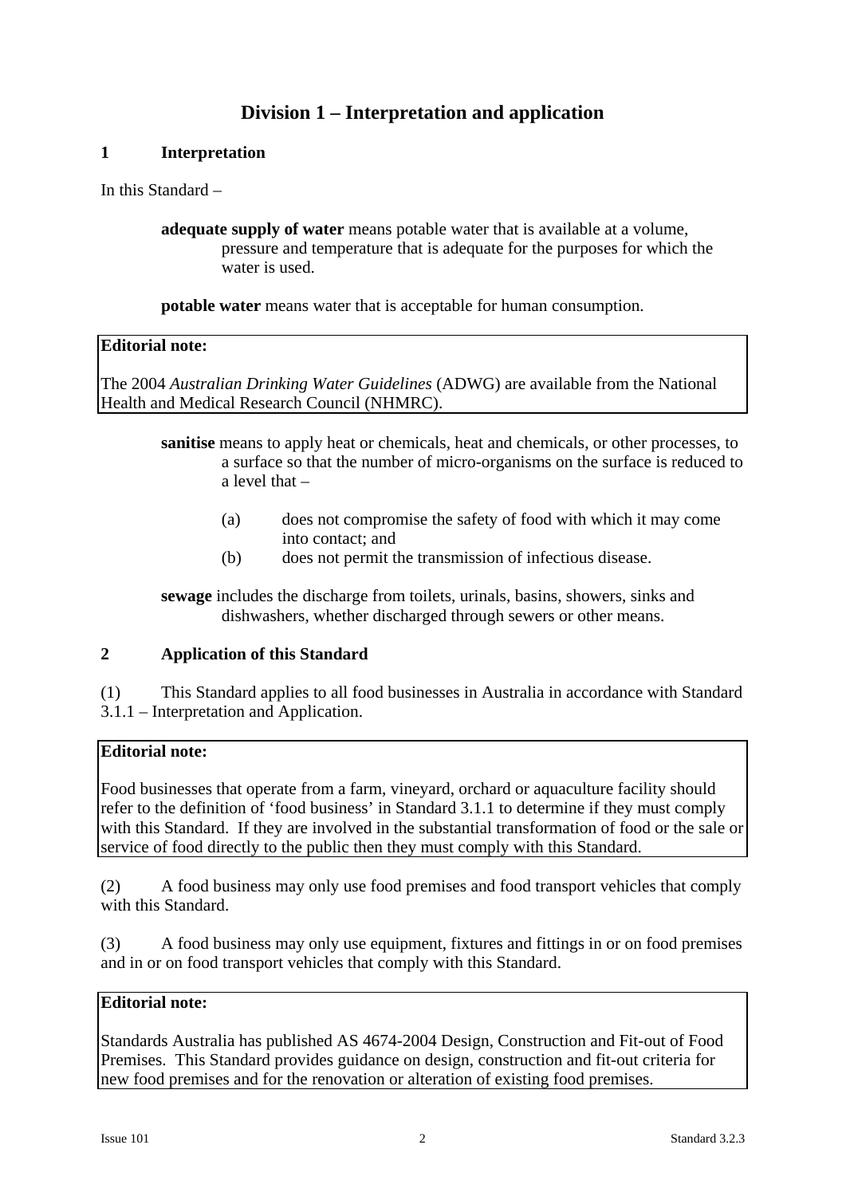## Division 1 – Interpretation and application

### 1 Interpretation

In this Standard –

**adequate supply of water** means potable water that is available at a volume, pressure and temperature that is adequate for the purposes for which the water is used.

**potable water** means water that is acceptable for human consumption.

> **Editorial note:**
>
> The 2004 *Australian Drinking Water Guidelines* (ADWG) are available from the National Health and Medical Research Council (NHMRC).

**sanitise** means to apply heat or chemicals, heat and chemicals, or other processes, to a surface so that the number of micro-organisms on the surface is reduced to a level that –

(a) does not compromise the safety of food with which it may come into contact; and
(b) does not permit the transmission of infectious disease.

**sewage** includes the discharge from toilets, urinals, basins, showers, sinks and dishwashers, whether discharged through sewers or other means.

### 2 Application of this Standard

(1) This Standard applies to all food businesses in Australia in accordance with Standard 3.1.1 – Interpretation and Application.

> **Editorial note:**
>
> Food businesses that operate from a farm, vineyard, orchard or aquaculture facility should refer to the definition of 'food business' in Standard 3.1.1 to determine if they must comply with this Standard. If they are involved in the substantial transformation of food or the sale or service of food directly to the public then they must comply with this Standard.

(2) A food business may only use food premises and food transport vehicles that comply with this Standard.

(3) A food business may only use equipment, fixtures and fittings in or on food premises and in or on food transport vehicles that comply with this Standard.

> **Editorial note:**
>
> Standards Australia has published AS 4674-2004 Design, Construction and Fit-out of Food Premises. This Standard provides guidance on design, construction and fit-out criteria for new food premises and for the renovation or alteration of existing food premises.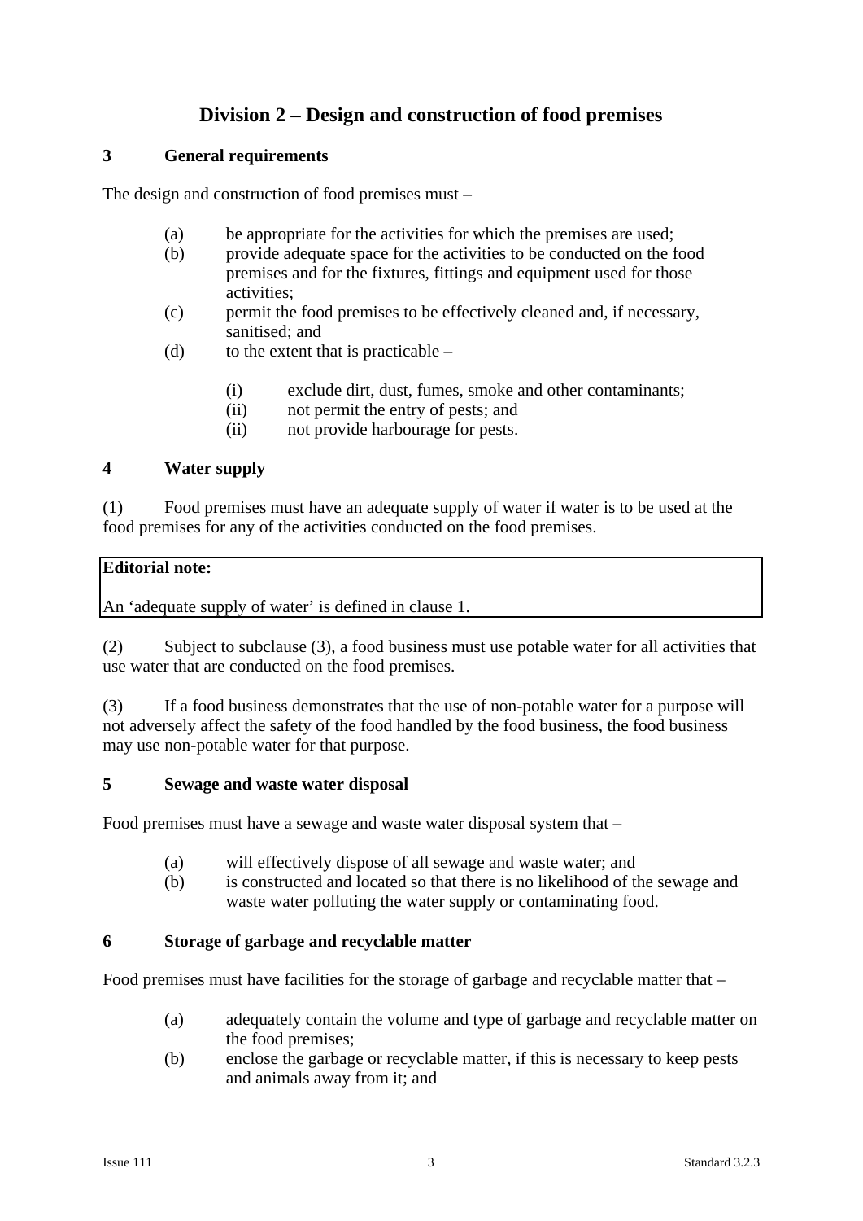## Division 2 – Design and construction of food premises

### 3 General requirements

The design and construction of food premises must –

(a) be appropriate for the activities for which the premises are used;
(b) provide adequate space for the activities to be conducted on the food premises and for the fixtures, fittings and equipment used for those activities;
(c) permit the food premises to be effectively cleaned and, if necessary, sanitised; and
(d) to the extent that is practicable –

  (i) exclude dirt, dust, fumes, smoke and other contaminants;
  (ii) not permit the entry of pests; and
  (ii) not provide harbourage for pests.

### 4 Water supply

(1) Food premises must have an adequate supply of water if water is to be used at the food premises for any of the activities conducted on the food premises.

> **Editorial note:**
>
> An 'adequate supply of water' is defined in clause 1.

(2) Subject to subclause (3), a food business must use potable water for all activities that use water that are conducted on the food premises.

(3) If a food business demonstrates that the use of non-potable water for a purpose will not adversely affect the safety of the food handled by the food business, the food business may use non-potable water for that purpose.

### 5 Sewage and waste water disposal

Food premises must have a sewage and waste water disposal system that –

(a) will effectively dispose of all sewage and waste water; and
(b) is constructed and located so that there is no likelihood of the sewage and waste water polluting the water supply or contaminating food.

### 6 Storage of garbage and recyclable matter

Food premises must have facilities for the storage of garbage and recyclable matter that –

(a) adequately contain the volume and type of garbage and recyclable matter on the food premises;
(b) enclose the garbage or recyclable matter, if this is necessary to keep pests and animals away from it; and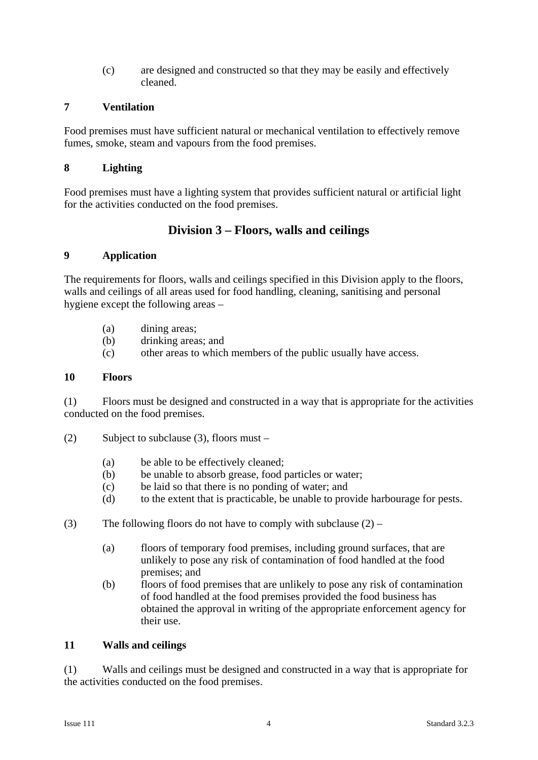(c) are designed and constructed so that they may be easily and effectively cleaned.

### 7 Ventilation

Food premises must have sufficient natural or mechanical ventilation to effectively remove fumes, smoke, steam and vapours from the food premises.

### 8 Lighting

Food premises must have a lighting system that provides sufficient natural or artificial light for the activities conducted on the food premises.

## Division 3 – Floors, walls and ceilings

### 9 Application

The requirements for floors, walls and ceilings specified in this Division apply to the floors, walls and ceilings of all areas used for food handling, cleaning, sanitising and personal hygiene except the following areas –

(a) dining areas;
(b) drinking areas; and
(c) other areas to which members of the public usually have access.

### 10 Floors

(1) Floors must be designed and constructed in a way that is appropriate for the activities conducted on the food premises.

(2) Subject to subclause (3), floors must –

(a) be able to be effectively cleaned;
(b) be unable to absorb grease, food particles or water;
(c) be laid so that there is no ponding of water; and
(d) to the extent that is practicable, be unable to provide harbourage for pests.

(3) The following floors do not have to comply with subclause (2) –

(a) floors of temporary food premises, including ground surfaces, that are unlikely to pose any risk of contamination of food handled at the food premises; and
(b) floors of food premises that are unlikely to pose any risk of contamination of food handled at the food premises provided the food business has obtained the approval in writing of the appropriate enforcement agency for their use.

### 11 Walls and ceilings

(1) Walls and ceilings must be designed and constructed in a way that is appropriate for the activities conducted on the food premises.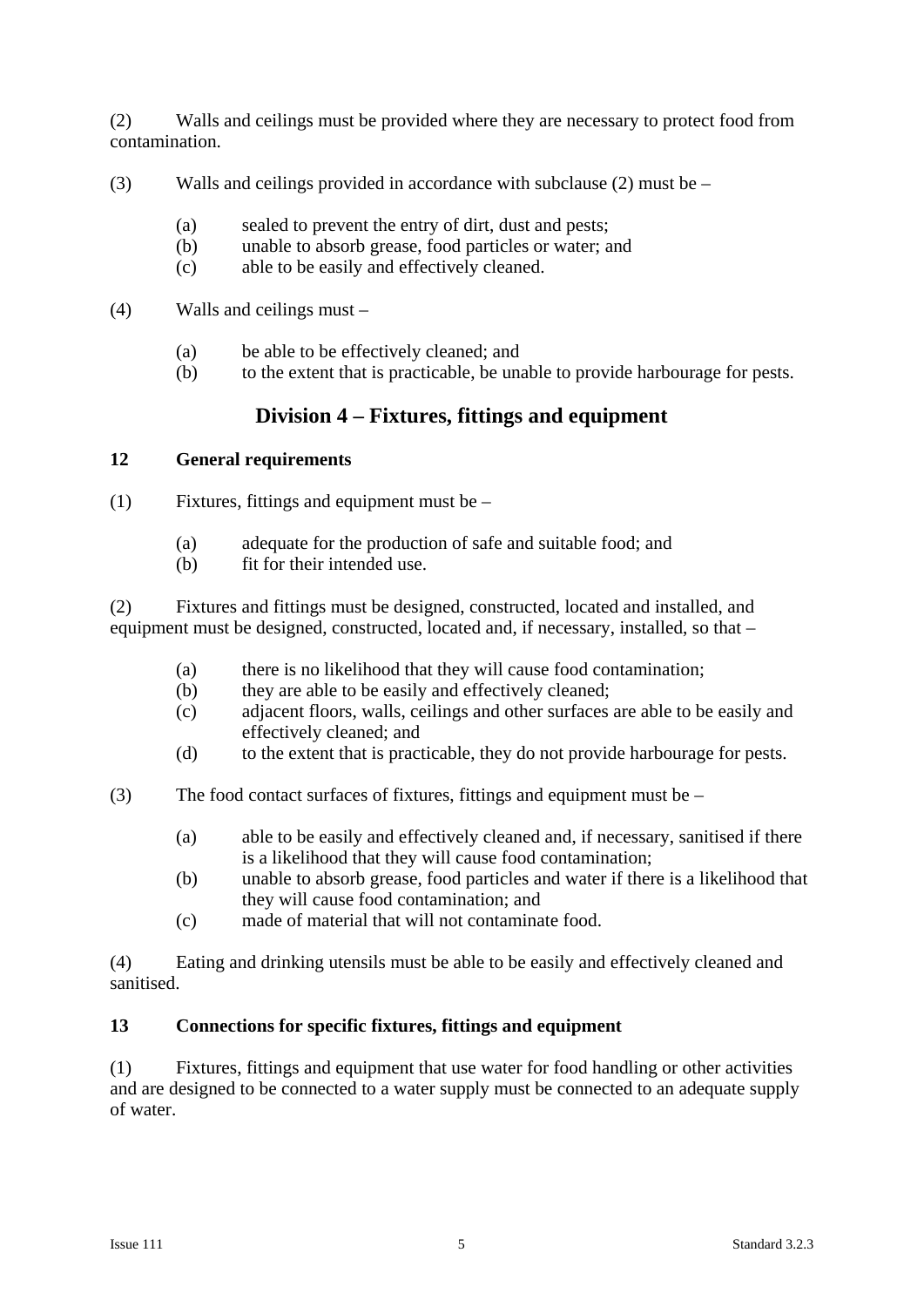(2) Walls and ceilings must be provided where they are necessary to protect food from contamination.

(3) Walls and ceilings provided in accordance with subclause (2) must be –

(a) sealed to prevent the entry of dirt, dust and pests;
(b) unable to absorb grease, food particles or water; and
(c) able to be easily and effectively cleaned.

(4) Walls and ceilings must –

(a) be able to be effectively cleaned; and
(b) to the extent that is practicable, be unable to provide harbourage for pests.

## Division 4 – Fixtures, fittings and equipment

### 12 General requirements

(1) Fixtures, fittings and equipment must be –

(a) adequate for the production of safe and suitable food; and
(b) fit for their intended use.

(2) Fixtures and fittings must be designed, constructed, located and installed, and equipment must be designed, constructed, located and, if necessary, installed, so that –

(a) there is no likelihood that they will cause food contamination;
(b) they are able to be easily and effectively cleaned;
(c) adjacent floors, walls, ceilings and other surfaces are able to be easily and effectively cleaned; and
(d) to the extent that is practicable, they do not provide harbourage for pests.

(3) The food contact surfaces of fixtures, fittings and equipment must be –

(a) able to be easily and effectively cleaned and, if necessary, sanitised if there is a likelihood that they will cause food contamination;
(b) unable to absorb grease, food particles and water if there is a likelihood that they will cause food contamination; and
(c) made of material that will not contaminate food.

(4) Eating and drinking utensils must be able to be easily and effectively cleaned and sanitised.

### 13 Connections for specific fixtures, fittings and equipment

(1) Fixtures, fittings and equipment that use water for food handling or other activities and are designed to be connected to a water supply must be connected to an adequate supply of water.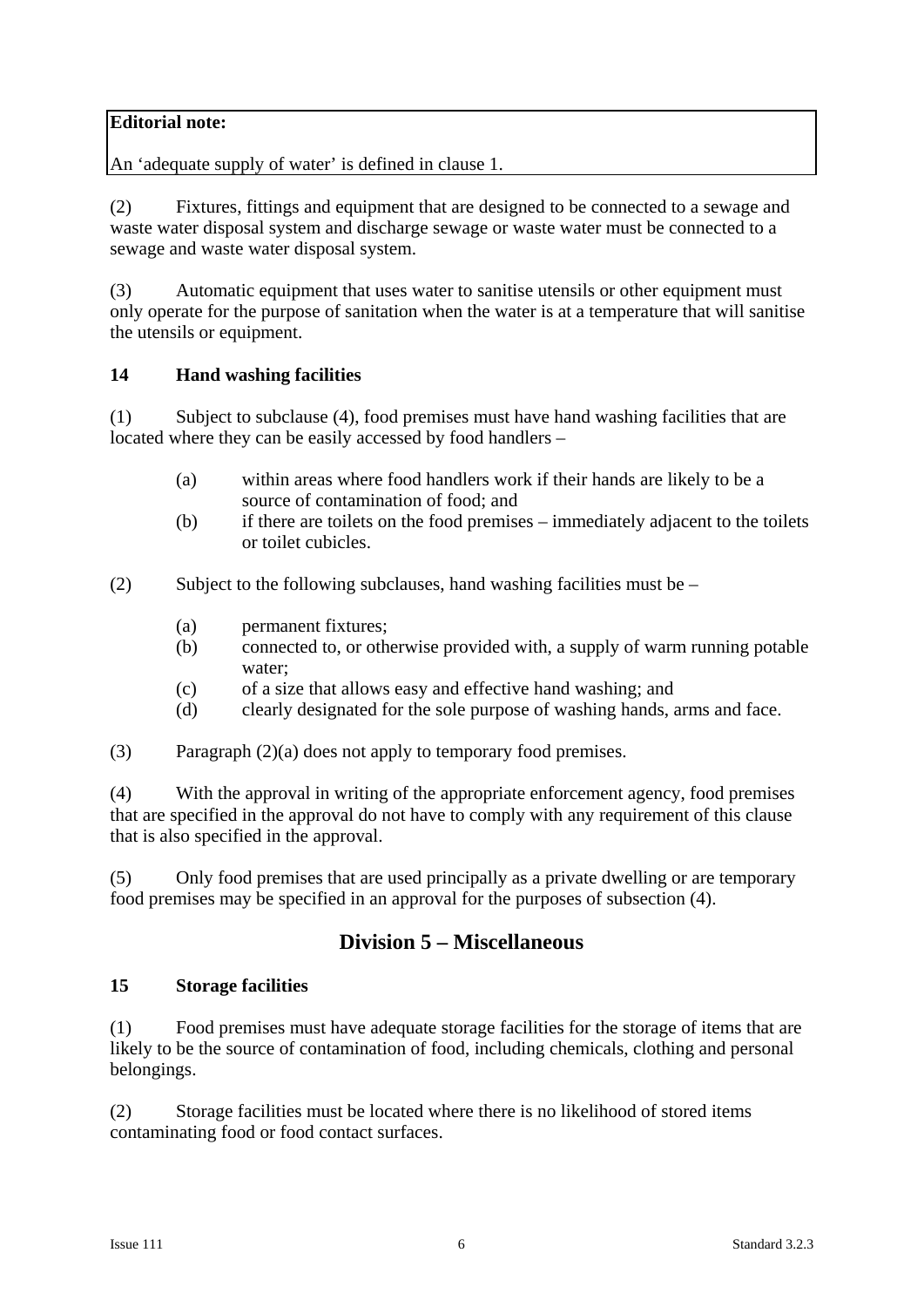**Editorial note:**

An ‘adequate supply of water’ is defined in clause 1.

(2) Fixtures, fittings and equipment that are designed to be connected to a sewage and waste water disposal system and discharge sewage or waste water must be connected to a sewage and waste water disposal system.

(3) Automatic equipment that uses water to sanitise utensils or other equipment must only operate for the purpose of sanitation when the water is at a temperature that will sanitise the utensils or equipment.

### 14 Hand washing facilities

(1) Subject to subclause (4), food premises must have hand washing facilities that are located where they can be easily accessed by food handlers –

- (a) within areas where food handlers work if their hands are likely to be a source of contamination of food; and
- (b) if there are toilets on the food premises – immediately adjacent to the toilets or toilet cubicles.

(2) Subject to the following subclauses, hand washing facilities must be –

- (a) permanent fixtures;
- (b) connected to, or otherwise provided with, a supply of warm running potable water;
- (c) of a size that allows easy and effective hand washing; and
- (d) clearly designated for the sole purpose of washing hands, arms and face.

(3) Paragraph (2)(a) does not apply to temporary food premises.

(4) With the approval in writing of the appropriate enforcement agency, food premises that are specified in the approval do not have to comply with any requirement of this clause that is also specified in the approval.

(5) Only food premises that are used principally as a private dwelling or are temporary food premises may be specified in an approval for the purposes of subsection (4).

## Division 5 – Miscellaneous

### 15 Storage facilities

(1) Food premises must have adequate storage facilities for the storage of items that are likely to be the source of contamination of food, including chemicals, clothing and personal belongings.

(2) Storage facilities must be located where there is no likelihood of stored items contaminating food or food contact surfaces.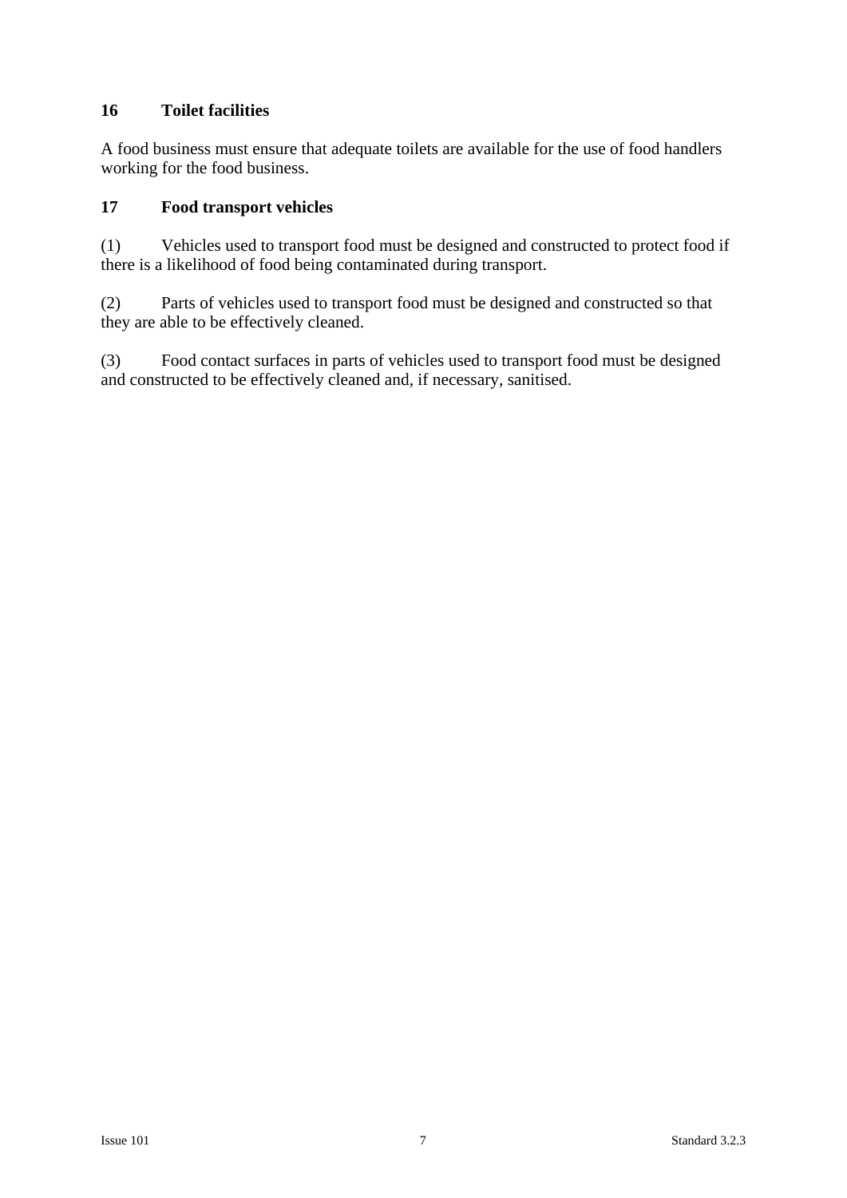### 16 Toilet facilities

A food business must ensure that adequate toilets are available for the use of food handlers working for the food business.

### 17 Food transport vehicles

(1) Vehicles used to transport food must be designed and constructed to protect food if there is a likelihood of food being contaminated during transport.

(2) Parts of vehicles used to transport food must be designed and constructed so that they are able to be effectively cleaned.

(3) Food contact surfaces in parts of vehicles used to transport food must be designed and constructed to be effectively cleaned and, if necessary, sanitised.